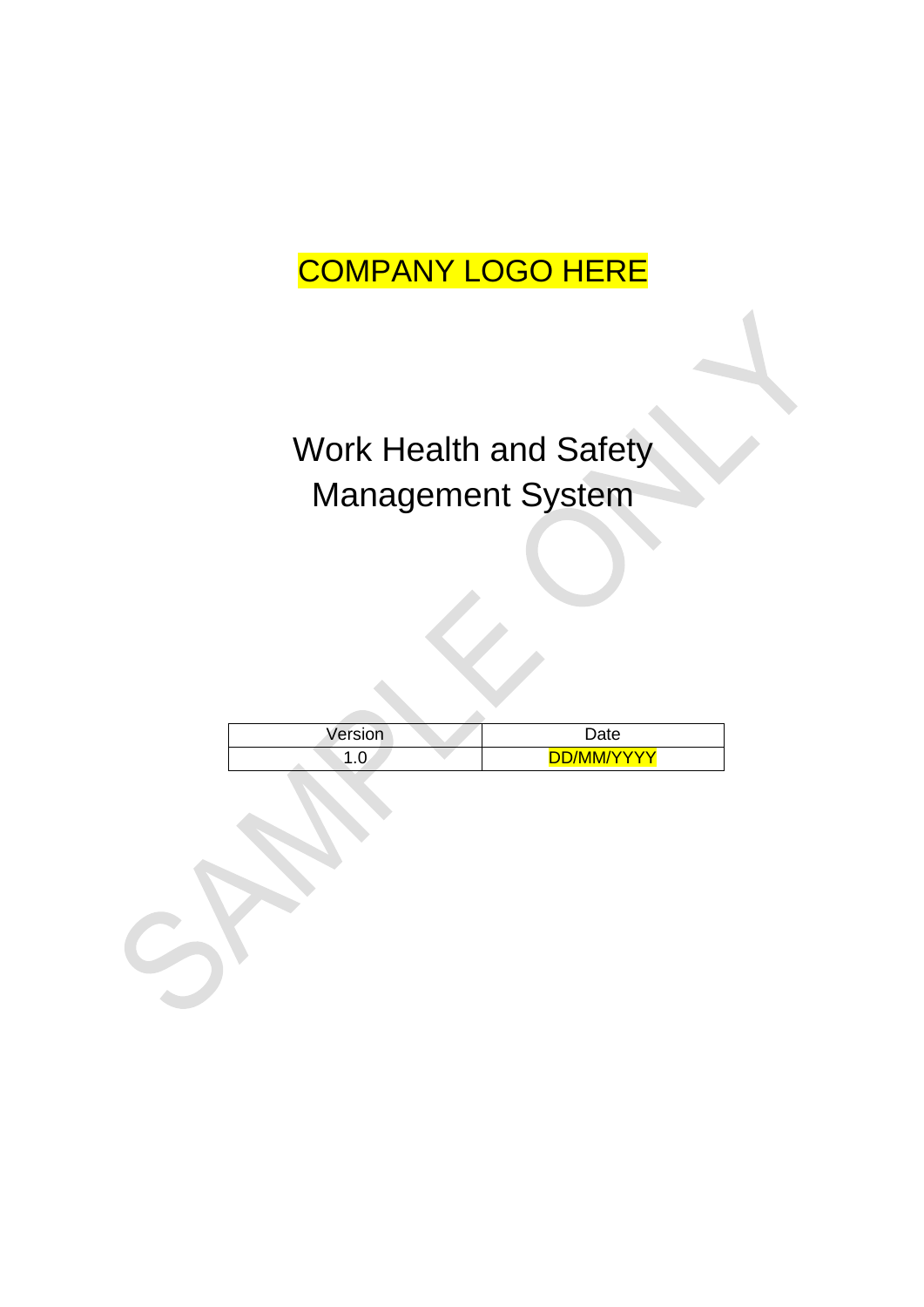COMPANY LOGO HERE

# Work Health and Safety Management System

| Version | Date |
| --- | --- |
| 1.0 | DD/MM/YYYY |

SAMPLE ONLY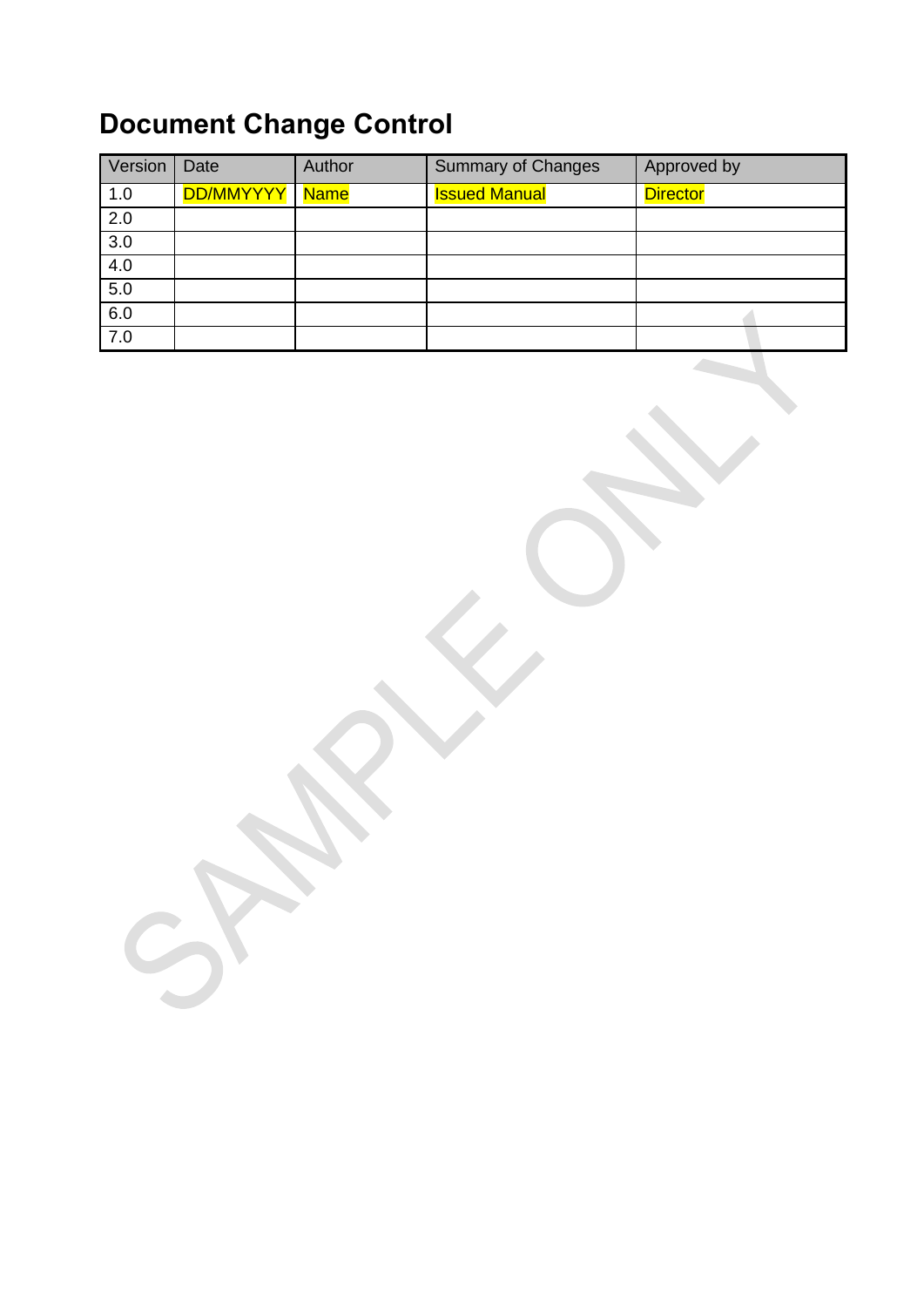# Document Change Control

| Version | Date | Author | Summary of Changes | Approved by |
|---|---|---|---|---|
| 1.0 | DD/MMYYYY | Name | Issued Manual | Director |
| 2.0 | | | | |
| 3.0 | | | | |
| 4.0 | | | | |
| 5.0 | | | | |
| 6.0 | | | | |
| 7.0 | | | | |

SAMPLE ONLY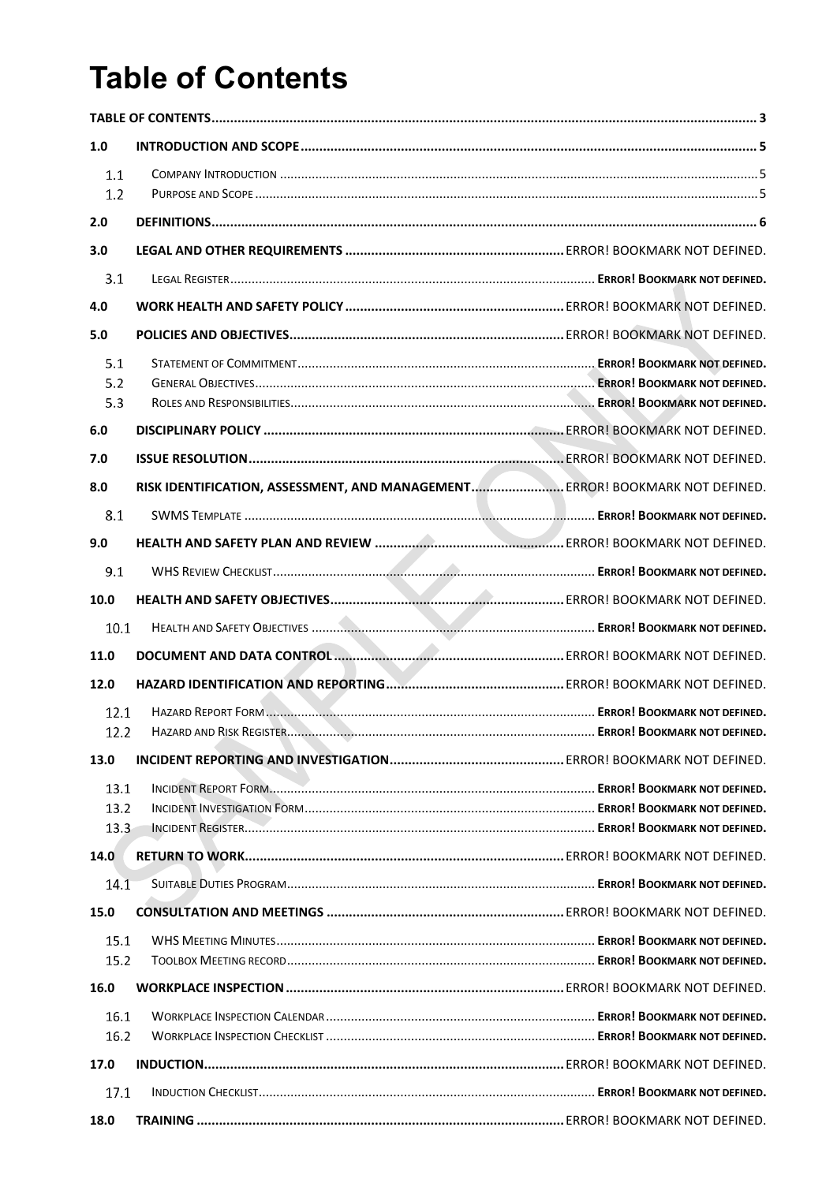# Table of Contents

| | | |
|---|---|---|
| **TABLE OF CONTENTS** | | **3** |
| **1.0** | **INTRODUCTION AND SCOPE** | **5** |
| 1.1 | COMPANY INTRODUCTION | 5 |
| 1.2 | PURPOSE AND SCOPE | 5 |
| **2.0** | **DEFINITIONS** | **6** |
| **3.0** | **LEGAL AND OTHER REQUIREMENTS** | ERROR! BOOKMARK NOT DEFINED. |
| 3.1 | LEGAL REGISTER | **ERROR! BOOKMARK NOT DEFINED.** |
| **4.0** | **WORK HEALTH AND SAFETY POLICY** | ERROR! BOOKMARK NOT DEFINED. |
| **5.0** | **POLICIES AND OBJECTIVES** | ERROR! BOOKMARK NOT DEFINED. |
| 5.1 | STATEMENT OF COMMITMENT | **ERROR! BOOKMARK NOT DEFINED.** |
| 5.2 | GENERAL OBJECTIVES | **ERROR! BOOKMARK NOT DEFINED.** |
| 5.3 | ROLES AND RESPONSIBILITIES | **ERROR! BOOKMARK NOT DEFINED.** |
| **6.0** | **DISCIPLINARY POLICY** | ERROR! BOOKMARK NOT DEFINED. |
| **7.0** | **ISSUE RESOLUTION** | ERROR! BOOKMARK NOT DEFINED. |
| **8.0** | **RISK IDENTIFICATION, ASSESSMENT, AND MANAGEMENT** | ERROR! BOOKMARK NOT DEFINED. |
| 8.1 | SWMS TEMPLATE | **ERROR! BOOKMARK NOT DEFINED.** |
| **9.0** | **HEALTH AND SAFETY PLAN AND REVIEW** | ERROR! BOOKMARK NOT DEFINED. |
| 9.1 | WHS REVIEW CHECKLIST | **ERROR! BOOKMARK NOT DEFINED.** |
| **10.0** | **HEALTH AND SAFETY OBJECTIVES** | ERROR! BOOKMARK NOT DEFINED. |
| 10.1 | HEALTH AND SAFETY OBJECTIVES | **ERROR! BOOKMARK NOT DEFINED.** |
| **11.0** | **DOCUMENT AND DATA CONTROL** | ERROR! BOOKMARK NOT DEFINED. |
| **12.0** | **HAZARD IDENTIFICATION AND REPORTING** | ERROR! BOOKMARK NOT DEFINED. |
| 12.1 | HAZARD REPORT FORM | **ERROR! BOOKMARK NOT DEFINED.** |
| 12.2 | HAZARD AND RISK REGISTER | **ERROR! BOOKMARK NOT DEFINED.** |
| **13.0** | **INCIDENT REPORTING AND INVESTIGATION** | ERROR! BOOKMARK NOT DEFINED. |
| 13.1 | INCIDENT REPORT FORM | **ERROR! BOOKMARK NOT DEFINED.** |
| 13.2 | INCIDENT INVESTIGATION FORM | **ERROR! BOOKMARK NOT DEFINED.** |
| 13.3 | INCIDENT REGISTER | **ERROR! BOOKMARK NOT DEFINED.** |
| **14.0** | **RETURN TO WORK** | ERROR! BOOKMARK NOT DEFINED. |
| 14.1 | SUITABLE DUTIES PROGRAM | **ERROR! BOOKMARK NOT DEFINED.** |
| **15.0** | **CONSULTATION AND MEETINGS** | ERROR! BOOKMARK NOT DEFINED. |
| 15.1 | WHS MEETING MINUTES | **ERROR! BOOKMARK NOT DEFINED.** |
| 15.2 | TOOLBOX MEETING RECORD | **ERROR! BOOKMARK NOT DEFINED.** |
| **16.0** | **WORKPLACE INSPECTION** | ERROR! BOOKMARK NOT DEFINED. |
| 16.1 | WORKPLACE INSPECTION CALENDAR | **ERROR! BOOKMARK NOT DEFINED.** |
| 16.2 | WORKPLACE INSPECTION CHECKLIST | **ERROR! BOOKMARK NOT DEFINED.** |
| **17.0** | **INDUCTION** | ERROR! BOOKMARK NOT DEFINED. |
| 17.1 | INDUCTION CHECKLIST | **ERROR! BOOKMARK NOT DEFINED.** |
| **18.0** | **TRAINING** | ERROR! BOOKMARK NOT DEFINED. |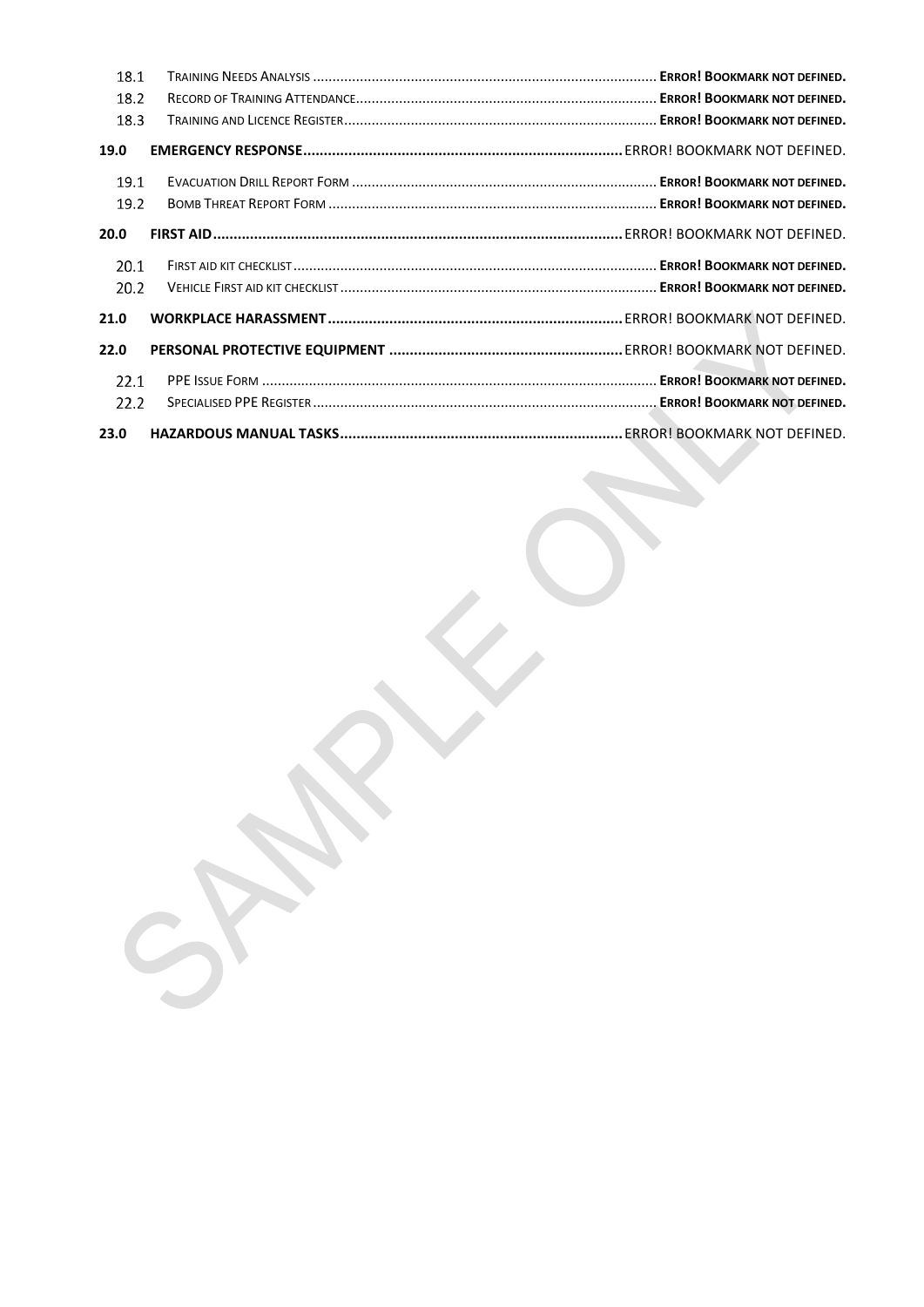18.1 TRAINING NEEDS ANALYSIS ........................................................................................ **ERROR! BOOKMARK NOT DEFINED.**
18.2 RECORD OF TRAINING ATTENDANCE............................................................................ **ERROR! BOOKMARK NOT DEFINED.**
18.3 TRAINING AND LICENCE REGISTER............................................................................... **ERROR! BOOKMARK NOT DEFINED.**

**19.0 EMERGENCY RESPONSE.............................................................................** ERROR! BOOKMARK NOT DEFINED.

19.1 EVACUATION DRILL REPORT FORM ............................................................................. **ERROR! BOOKMARK NOT DEFINED.**
19.2 BOMB THREAT REPORT FORM .................................................................................... **ERROR! BOOKMARK NOT DEFINED.**

**20.0 FIRST AID..................................................................................................** ERROR! BOOKMARK NOT DEFINED.

20.1 FIRST AID KIT CHECKLIST............................................................................................ **ERROR! BOOKMARK NOT DEFINED.**
20.2 VEHICLE FIRST AID KIT CHECKLIST ................................................................................ **ERROR! BOOKMARK NOT DEFINED.**

**21.0 WORKPLACE HARASSMENT.......................................................................** ERROR! BOOKMARK NOT DEFINED.

**22.0 PERSONAL PROTECTIVE EQUIPMENT .........................................................** ERROR! BOOKMARK NOT DEFINED.

22.1 PPE ISSUE FORM ..................................................................................................... **ERROR! BOOKMARK NOT DEFINED.**
22.2 SPECIALISED PPE REGISTER........................................................................................ **ERROR! BOOKMARK NOT DEFINED.**

**23.0 HAZARDOUS MANUAL TASKS....................................................................** ERROR! BOOKMARK NOT DEFINED.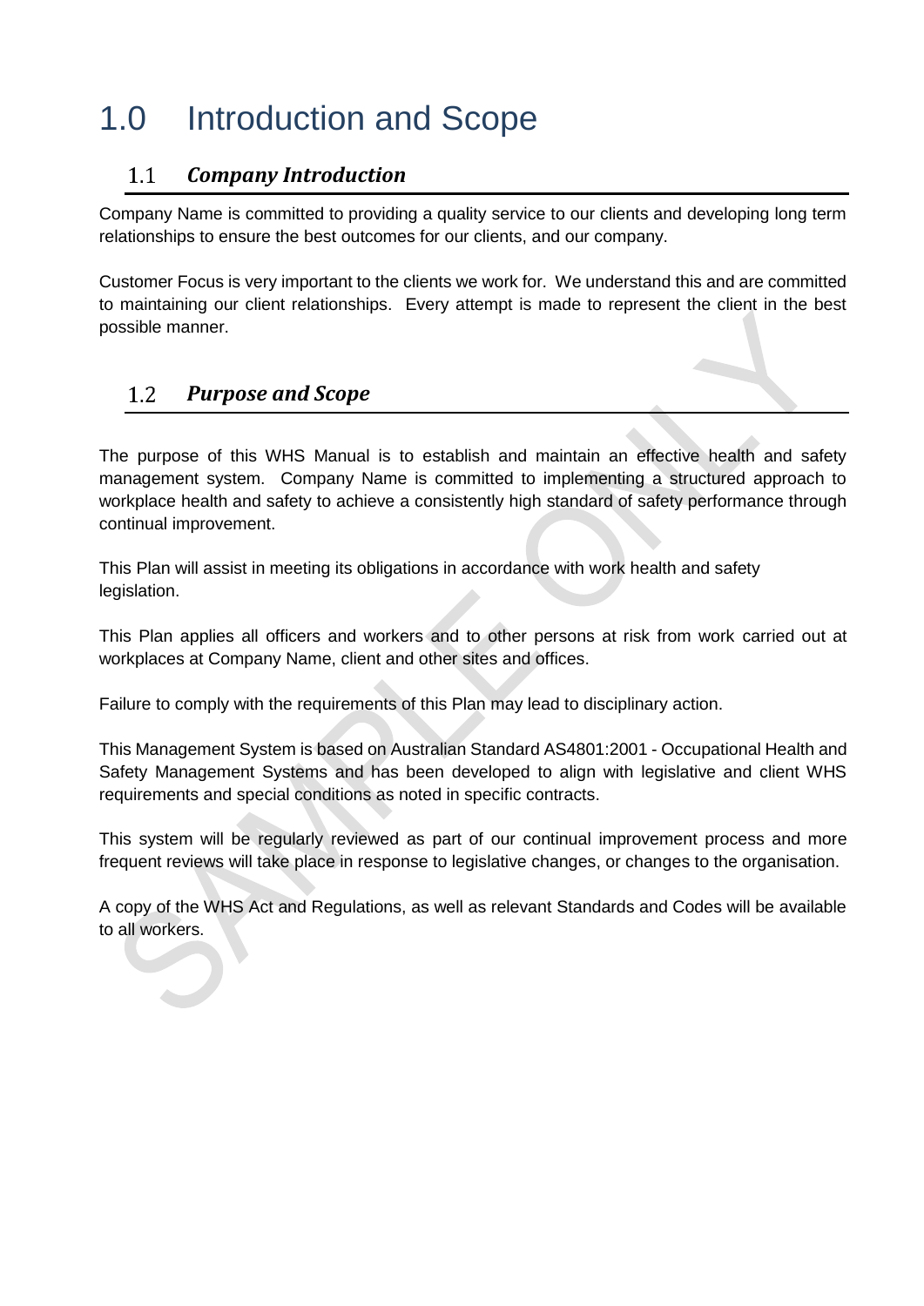# 1.0 Introduction and Scope

## 1.1 *Company Introduction*

Company Name is committed to providing a quality service to our clients and developing long term relationships to ensure the best outcomes for our clients, and our company.

Customer Focus is very important to the clients we work for. We understand this and are committed to maintaining our client relationships. Every attempt is made to represent the client in the best possible manner.

## 1.2 *Purpose and Scope*

The purpose of this WHS Manual is to establish and maintain an effective health and safety management system. Company Name is committed to implementing a structured approach to workplace health and safety to achieve a consistently high standard of safety performance through continual improvement.

This Plan will assist in meeting its obligations in accordance with work health and safety legislation.

This Plan applies all officers and workers and to other persons at risk from work carried out at workplaces at Company Name, client and other sites and offices.

Failure to comply with the requirements of this Plan may lead to disciplinary action.

This Management System is based on Australian Standard AS4801:2001 - Occupational Health and Safety Management Systems and has been developed to align with legislative and client WHS requirements and special conditions as noted in specific contracts.

This system will be regularly reviewed as part of our continual improvement process and more frequent reviews will take place in response to legislative changes, or changes to the organisation.

A copy of the WHS Act and Regulations, as well as relevant Standards and Codes will be available to all workers.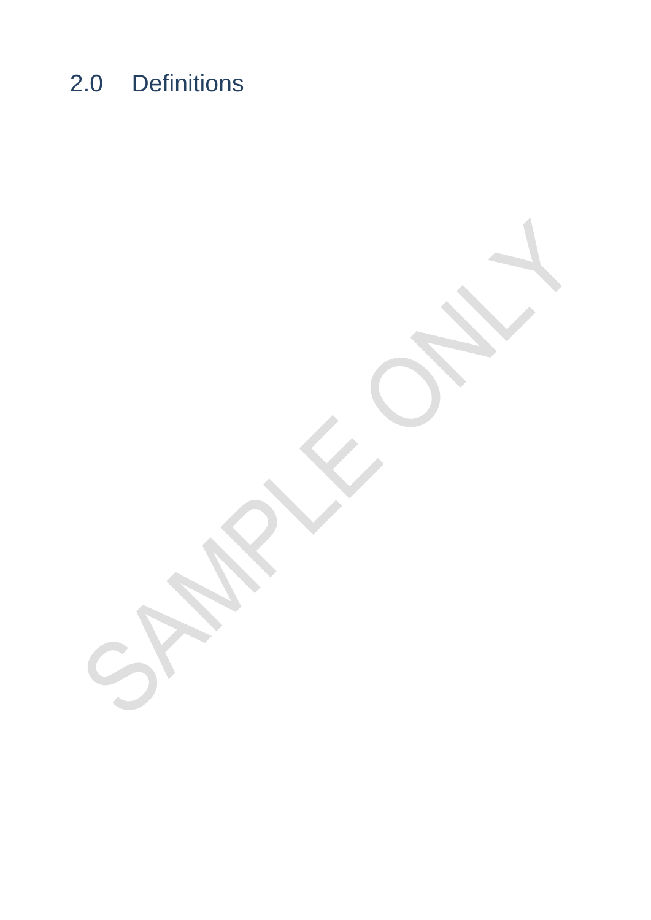## 2.0 Definitions